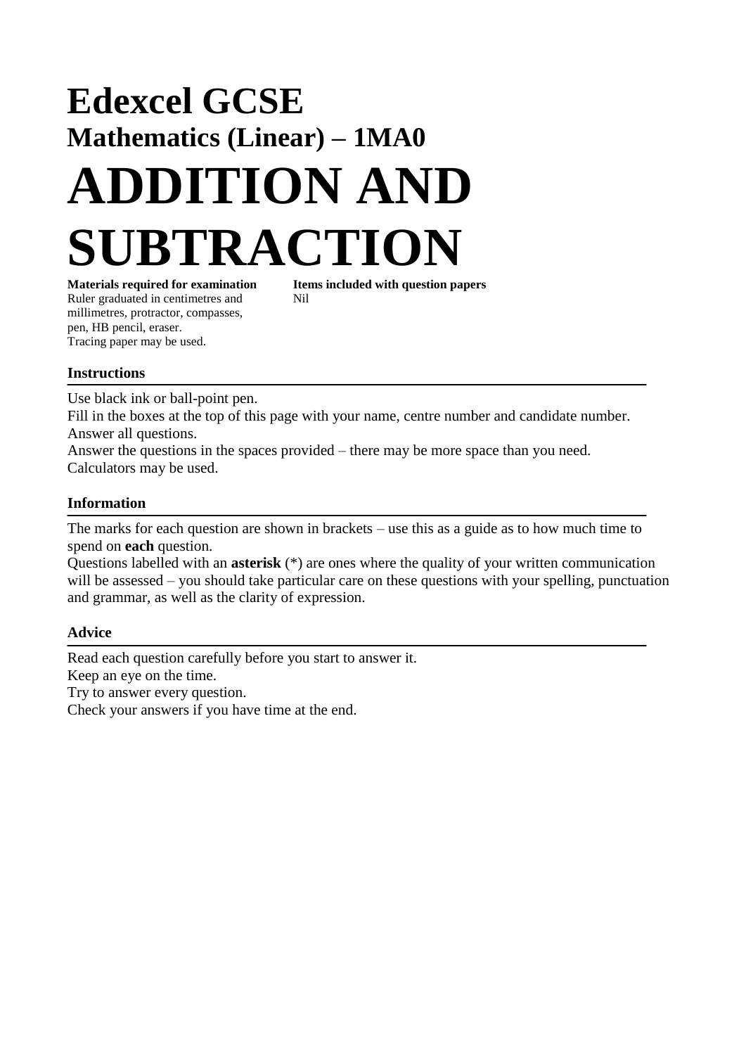# Edexcel GCSE

## Mathematics (Linear) – 1MA0

# ADDITION AND SUBTRACTION

**Materials required for examination**
Ruler graduated in centimetres and millimetres, protractor, compasses, pen, HB pencil, eraser.
Tracing paper may be used.

**Items included with question papers**
Nil

### Instructions

Use black ink or ball-point pen.
Fill in the boxes at the top of this page with your name, centre number and candidate number.
Answer all questions.
Answer the questions in the spaces provided – there may be more space than you need.
Calculators may be used.

### Information

The marks for each question are shown in brackets – use this as a guide as to how much time to spend on **each** question.
Questions labelled with an **asterisk** (*) are ones where the quality of your written communication will be assessed – you should take particular care on these questions with your spelling, punctuation and grammar, as well as the clarity of expression.

### Advice

Read each question carefully before you start to answer it.
Keep an eye on the time.
Try to answer every question.
Check your answers if you have time at the end.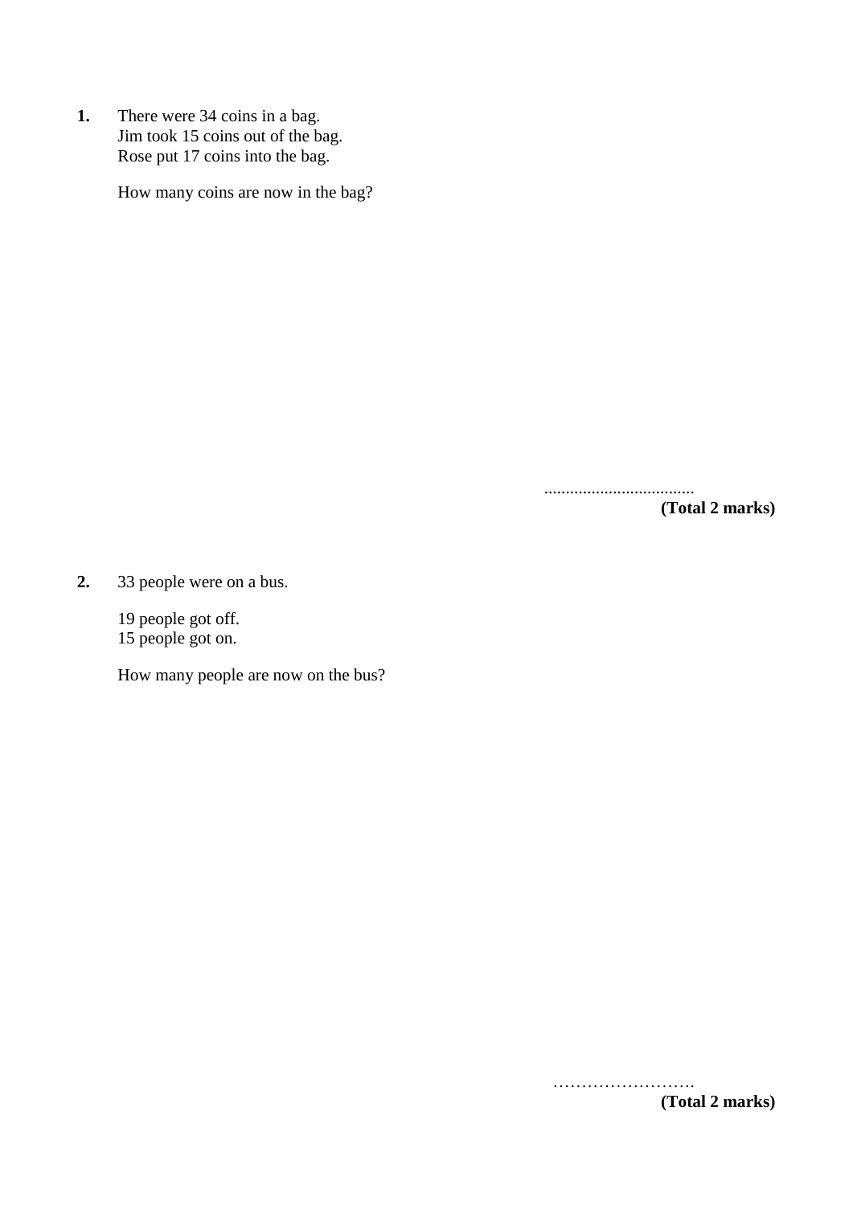**1.** There were 34 coins in a bag.
Jim took 15 coins out of the bag.
Rose put 17 coins into the bag.

How many coins are now in the bag?

..................................

**(Total 2 marks)**

**2.** 33 people were on a bus.

19 people got off.
15 people got on.

How many people are now on the bus?

……………………….

**(Total 2 marks)**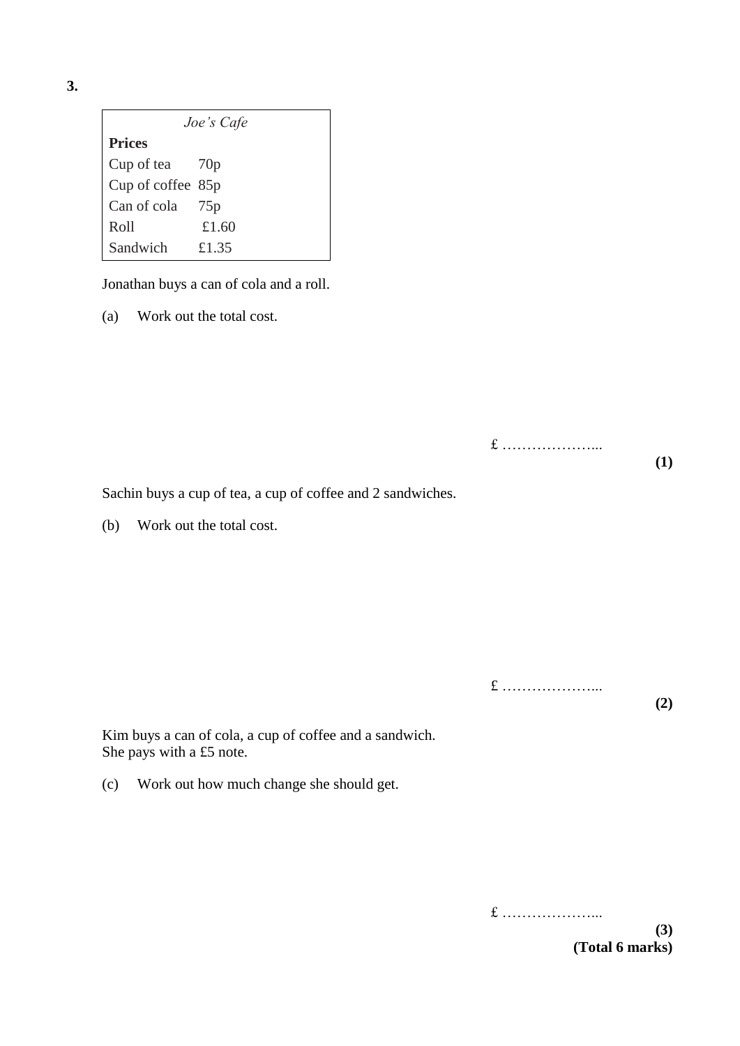**3.**

| *Joe's Cafe* | |
|---|---|
| **Prices** | |
| Cup of tea | 70p |
| Cup of coffee | 85p |
| Can of cola | 75p |
| Roll | £1.60 |
| Sandwich | £1.35 |

Jonathan buys a can of cola and a roll.

(a) Work out the total cost.

£ ………………...

**(1)**

Sachin buys a cup of tea, a cup of coffee and 2 sandwiches.

(b) Work out the total cost.

£ ………………...

**(2)**

Kim buys a can of cola, a cup of coffee and a sandwich.
She pays with a £5 note.

(c) Work out how much change she should get.

£ ………………...

**(3)**

**(Total 6 marks)**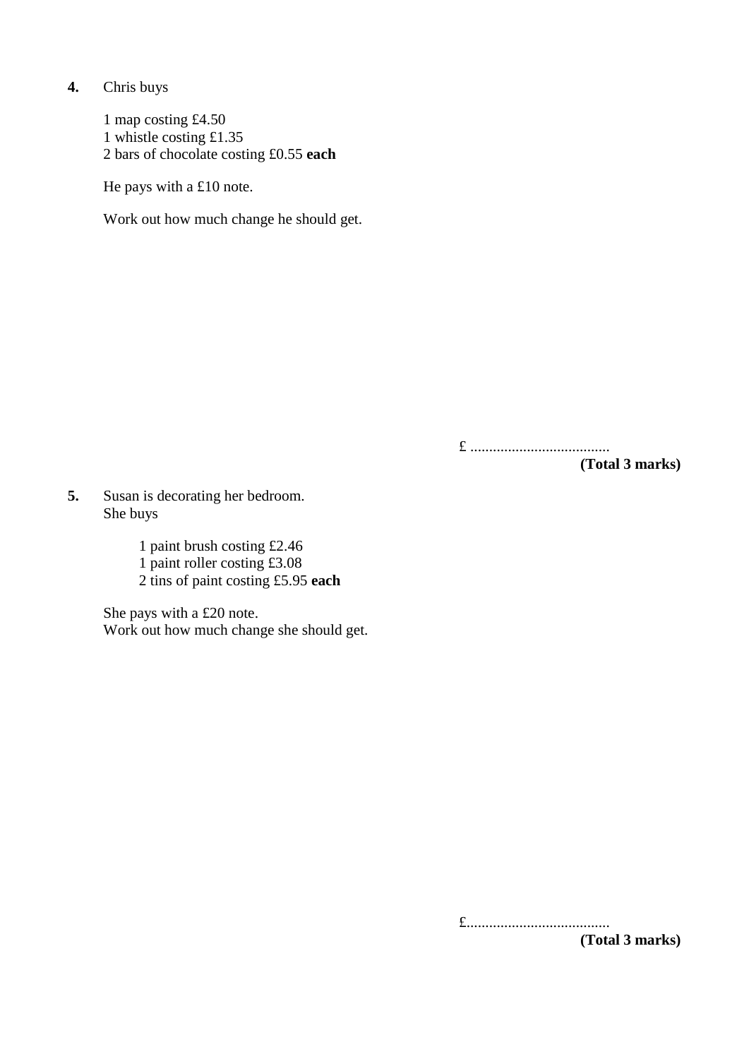**4.** Chris buys

1 map costing £4.50
1 whistle costing £1.35
2 bars of chocolate costing £0.55 **each**

He pays with a £10 note.

Work out how much change he should get.

£ .....................................

**(Total 3 marks)**

**5.** Susan is decorating her bedroom.
She buys

1 paint brush costing £2.46
1 paint roller costing £3.08
2 tins of paint costing £5.95 **each**

She pays with a £20 note.
Work out how much change she should get.

£......................................

**(Total 3 marks)**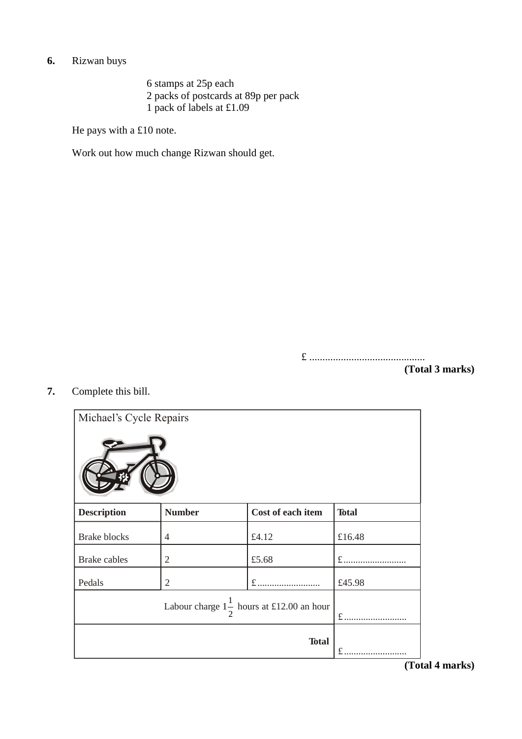**6.** Rizwan buys

6 stamps at 25p each
2 packs of postcards at 89p per pack
1 pack of labels at £1.09

He pays with a £10 note.

Work out how much change Rizwan should get.

£ ............................................

**(Total 3 marks)**

**7.** Complete this bill.

Michael's Cycle Repairs

| **Description** | **Number** | **Cost of each item** | **Total** |
| --- | --- | --- | --- |
| Brake blocks | 4 | £4.12 | £16.48 |
| Brake cables | 2 | £5.68 | £.......................... |
| Pedals | 2 | £.......................... | £45.98 |
| Labour charge $1\frac{1}{2}$ hours at £12.00 an hour | | | £.......................... |
| **Total** | | | £.......................... |

**(Total 4 marks)**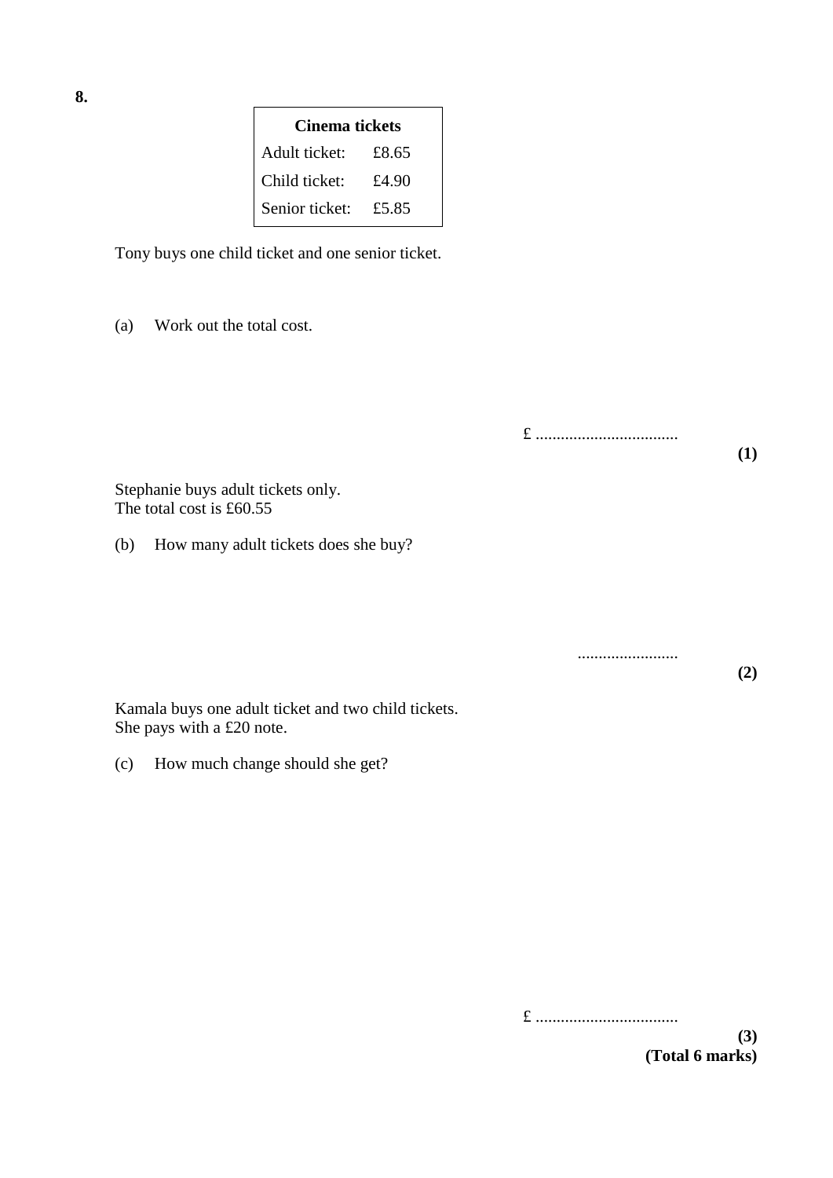**8.**

| Cinema tickets | |
|---|---|
| Adult ticket: | £8.65 |
| Child ticket: | £4.90 |
| Senior ticket: | £5.85 |

Tony buys one child ticket and one senior ticket.

(a) Work out the total cost.

£ ..................................

**(1)**

Stephanie buys adult tickets only.
The total cost is £60.55

(b) How many adult tickets does she buy?

........................

**(2)**

Kamala buys one adult ticket and two child tickets.
She pays with a £20 note.

(c) How much change should she get?

£ ..................................

**(3)**

**(Total 6 marks)**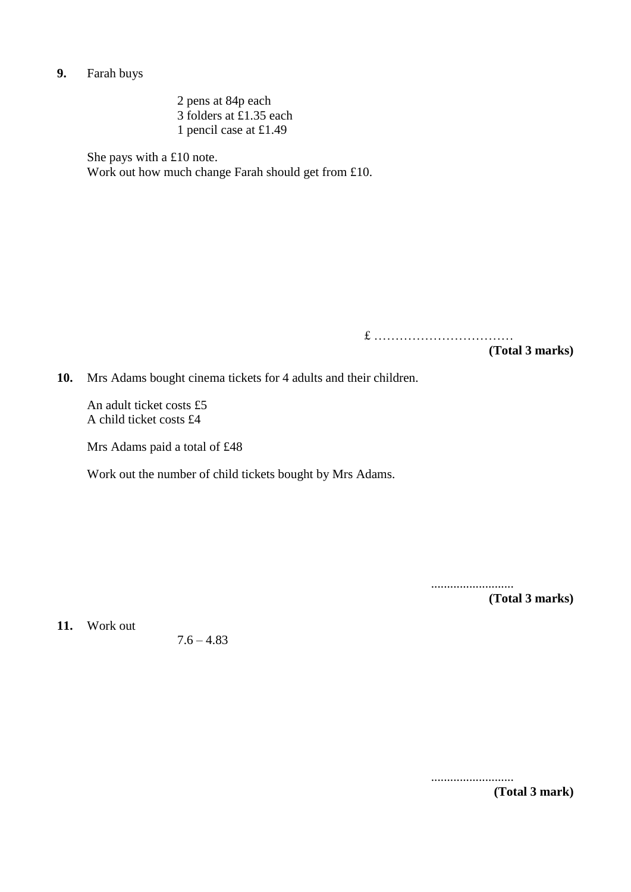**9.** Farah buys

2 pens at 84p each
3 folders at £1.35 each
1 pencil case at £1.49

She pays with a £10 note.
Work out how much change Farah should get from £10.

£ ……………………………

**(Total 3 marks)**

**10.** Mrs Adams bought cinema tickets for 4 adults and their children.

An adult ticket costs £5
A child ticket costs £4

Mrs Adams paid a total of £48

Work out the number of child tickets bought by Mrs Adams.

..........................

**(Total 3 marks)**

**11.** Work out

$7.6 - 4.83$

..........................

**(Total 3 mark)**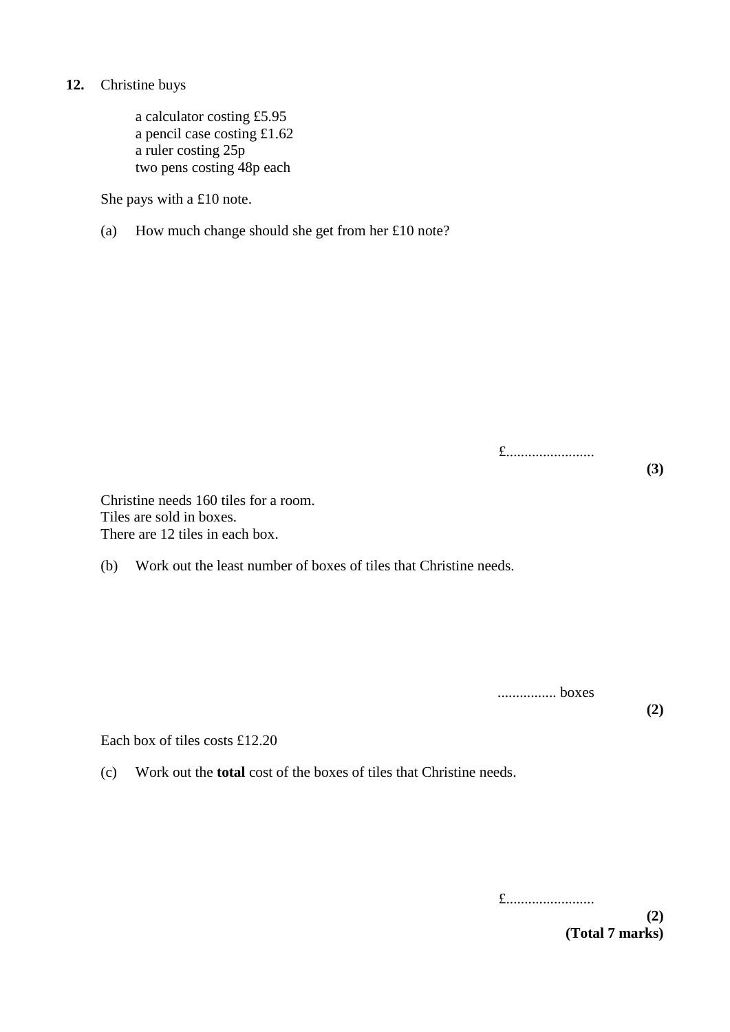**12.** Christine buys

a calculator costing £5.95
a pencil case costing £1.62
a ruler costing 25p
two pens costing 48p each

She pays with a £10 note.

(a) How much change should she get from her £10 note?

£........................

**(3)**

Christine needs 160 tiles for a room.
Tiles are sold in boxes.
There are 12 tiles in each box.

(b) Work out the least number of boxes of tiles that Christine needs.

................ boxes

**(2)**

Each box of tiles costs £12.20

(c) Work out the **total** cost of the boxes of tiles that Christine needs.

£........................

**(2)**

**(Total 7 marks)**